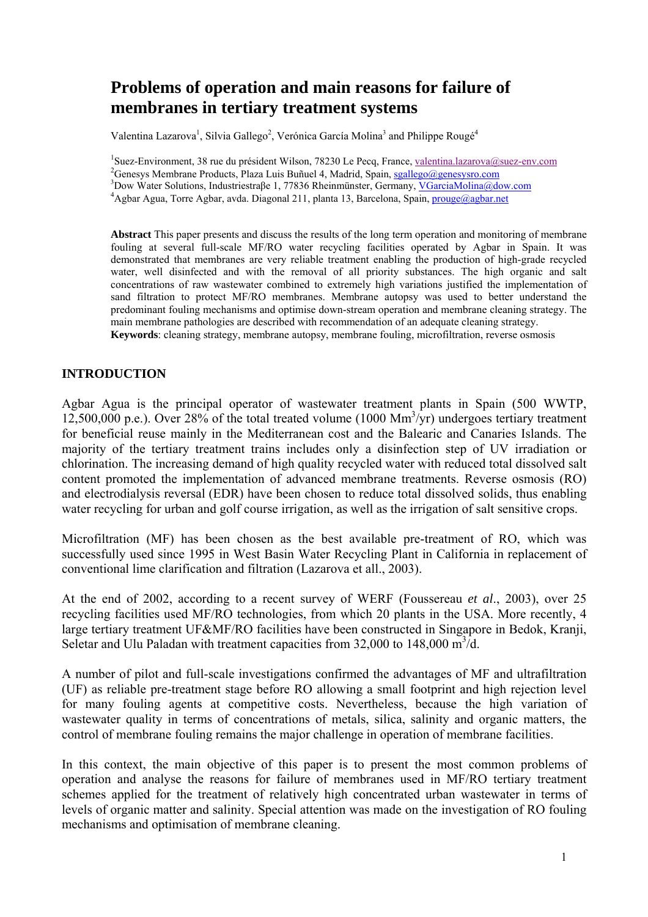# Problems of operation and main reasons for failure of membranes in tertiary treatment systems

Valentina Lazarova[1], Silvia Gallego[2], Verónica García Molina[3] and Philippe Rougé[4]

[1]Suez-Environment, 38 rue du président Wilson, 78230 Le Pecq, France, valentina.lazarova@suez-env.com
[2]Genesys Membrane Products, Plaza Luis Buñuel 4, Madrid, Spain, sgallego@genesysro.com
[3]Dow Water Solutions, Industriestraβe 1, 77836 Rheinmünster, Germany, VGarciaMolina@dow.com
[4]Agbar Agua, Torre Agbar, avda. Diagonal 211, planta 13, Barcelona, Spain, prouge@agbar.net

**Abstract** This paper presents and discuss the results of the long term operation and monitoring of membrane fouling at several full-scale MF/RO water recycling facilities operated by Agbar in Spain. It was demonstrated that membranes are very reliable treatment enabling the production of high-grade recycled water, well disinfected and with the removal of all priority substances. The high organic and salt concentrations of raw wastewater combined to extremely high variations justified the implementation of sand filtration to protect MF/RO membranes. Membrane autopsy was used to better understand the predominant fouling mechanisms and optimise down-stream operation and membrane cleaning strategy. The main membrane pathologies are described with recommendation of an adequate cleaning strategy.
**Keywords**: cleaning strategy, membrane autopsy, membrane fouling, microfiltration, reverse osmosis

## INTRODUCTION

Agbar Agua is the principal operator of wastewater treatment plants in Spain (500 WWTP, 12,500,000 p.e.). Over 28% of the total treated volume (1000 $Mm^3$/yr) undergoes tertiary treatment for beneficial reuse mainly in the Mediterranean cost and the Balearic and Canaries Islands. The majority of the tertiary treatment trains includes only a disinfection step of UV irradiation or chlorination. The increasing demand of high quality recycled water with reduced total dissolved salt content promoted the implementation of advanced membrane treatments. Reverse osmosis (RO) and electrodialysis reversal (EDR) have been chosen to reduce total dissolved solids, thus enabling water recycling for urban and golf course irrigation, as well as the irrigation of salt sensitive crops.

Microfiltration (MF) has been chosen as the best available pre-treatment of RO, which was successfully used since 1995 in West Basin Water Recycling Plant in California in replacement of conventional lime clarification and filtration (Lazarova et all., 2003).

At the end of 2002, according to a recent survey of WERF (Foussereau *et al*., 2003), over 25 recycling facilities used MF/RO technologies, from which 20 plants in the USA. More recently, 4 large tertiary treatment UF&MF/RO facilities have been constructed in Singapore in Bedok, Kranji, Seletar and Ulu Paladan with treatment capacities from 32,000 to 148,000 $m^3$/d.

A number of pilot and full-scale investigations confirmed the advantages of MF and ultrafiltration (UF) as reliable pre-treatment stage before RO allowing a small footprint and high rejection level for many fouling agents at competitive costs. Nevertheless, because the high variation of wastewater quality in terms of concentrations of metals, silica, salinity and organic matters, the control of membrane fouling remains the major challenge in operation of membrane facilities.

In this context, the main objective of this paper is to present the most common problems of operation and analyse the reasons for failure of membranes used in MF/RO tertiary treatment schemes applied for the treatment of relatively high concentrated urban wastewater in terms of levels of organic matter and salinity. Special attention was made on the investigation of RO fouling mechanisms and optimisation of membrane cleaning.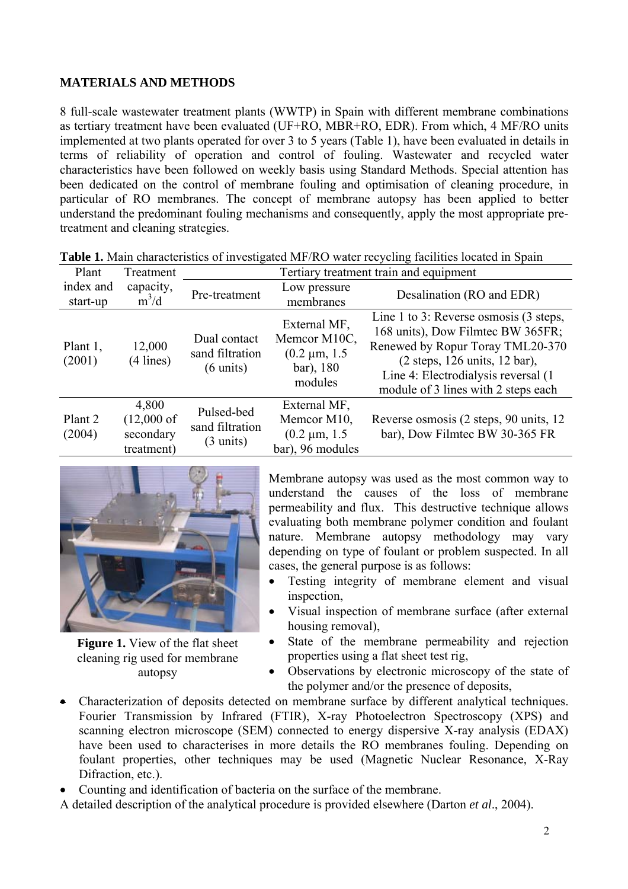## MATERIALS AND METHODS

8 full-scale wastewater treatment plants (WWTP) in Spain with different membrane combinations as tertiary treatment have been evaluated (UF+RO, MBR+RO, EDR). From which, 4 MF/RO units implemented at two plants operated for over 3 to 5 years (Table 1), have been evaluated in details in terms of reliability of operation and control of fouling. Wastewater and recycled water characteristics have been followed on weekly basis using Standard Methods. Special attention has been dedicated on the control of membrane fouling and optimisation of cleaning procedure, in particular of RO membranes. The concept of membrane autopsy has been applied to better understand the predominant fouling mechanisms and consequently, apply the most appropriate pre-treatment and cleaning strategies.

**Table 1.** Main characteristics of investigated MF/RO water recycling facilities located in Spain

| Plant index and start-up | Treatment capacity, $m^3/d$ | Tertiary treatment train and equipment | | |
|---|---|---|---|---|
| | | Pre-treatment | Low pressure membranes | Desalination (RO and EDR) |
| Plant 1, (2001) | 12,000 (4 lines) | Dual contact sand filtration (6 units) | External MF, Memcor M10C, (0.2 µm, 1.5 bar), 180 modules | Line 1 to 3: Reverse osmosis (3 steps, 168 units), Dow Filmtec BW 365FR; Renewed by Ropur Toray TML20-370 (2 steps, 126 units, 12 bar), Line 4: Electrodialysis reversal (1 module of 3 lines with 2 steps each |
| Plant 2 (2004) | 4,800 (12,000 of secondary treatment) | Pulsed-bed sand filtration (3 units) | External MF, Memcor M10, (0.2 µm, 1.5 bar), 96 modules | Reverse osmosis (2 steps, 90 units, 12 bar), Dow Filmtec BW 30-365 FR |

**Figure 1.** View of the flat sheet cleaning rig used for membrane autopsy

Membrane autopsy was used as the most common way to understand the causes of the loss of membrane permeability and flux. This destructive technique allows evaluating both membrane polymer condition and foulant nature. Membrane autopsy methodology may vary depending on type of foulant or problem suspected. In all cases, the general purpose is as follows:

- Testing integrity of membrane element and visual inspection,
- Visual inspection of membrane surface (after external housing removal),
- State of the membrane permeability and rejection properties using a flat sheet test rig,
- Observations by electronic microscopy of the state of the polymer and/or the presence of deposits,
- Characterization of deposits detected on membrane surface by different analytical techniques. Fourier Transmission by Infrared (FTIR), X-ray Photoelectron Spectroscopy (XPS) and scanning electron microscope (SEM) connected to energy dispersive X-ray analysis (EDAX) have been used to characterises in more details the RO membranes fouling. Depending on foulant properties, other techniques may be used (Magnetic Nuclear Resonance, X-Ray Difraction, etc.).
- Counting and identification of bacteria on the surface of the membrane.

A detailed description of the analytical procedure is provided elsewhere (Darton *et al*., 2004).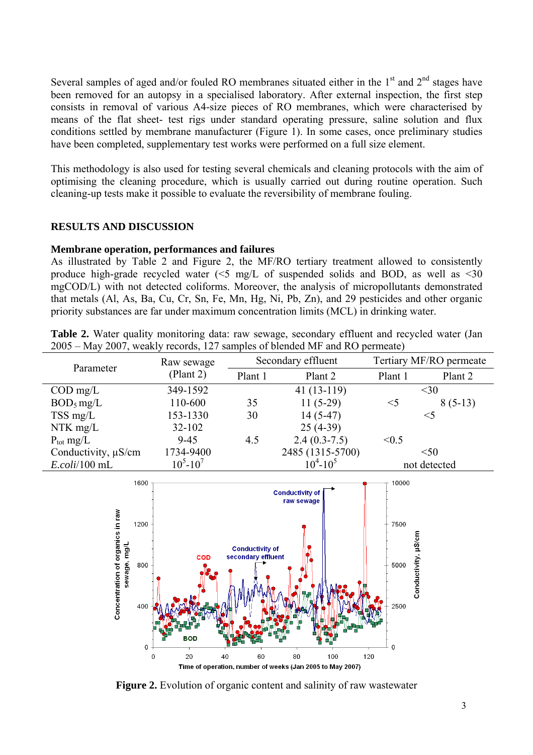Several samples of aged and/or fouled RO membranes situated either in the 1st and 2nd stages have been removed for an autopsy in a specialised laboratory. After external inspection, the first step consists in removal of various A4-size pieces of RO membranes, which were characterised by means of the flat sheet- test rigs under standard operating pressure, saline solution and flux conditions settled by membrane manufacturer (Figure 1). In some cases, once preliminary studies have been completed, supplementary test works were performed on a full size element.

This methodology is also used for testing several chemicals and cleaning protocols with the aim of optimising the cleaning procedure, which is usually carried out during routine operation. Such cleaning-up tests make it possible to evaluate the reversibility of membrane fouling.

## RESULTS AND DISCUSSION

### Membrane operation, performances and failures

As illustrated by Table 2 and Figure 2, the MF/RO tertiary treatment allowed to consistently produce high-grade recycled water (<5 mg/L of suspended solids and BOD, as well as <30 mgCOD/L) with not detected coliforms. Moreover, the analysis of micropollutants demonstrated that metals (Al, As, Ba, Cu, Cr, Sn, Fe, Mn, Hg, Ni, Pb, Zn), and 29 pesticides and other organic priority substances are far under maximum concentration limits (MCL) in drinking water.

**Table 2.** Water quality monitoring data: raw sewage, secondary effluent and recycled water (Jan 2005 – May 2007, weakly records, 127 samples of blended MF and RO permeate)

| Parameter | Raw sewage (Plant 2) | Secondary effluent | | Tertiary MF/RO permeate | |
|---|---|---|---|---|---|
| | | Plant 1 | Plant 2 | Plant 1 | Plant 2 |
| COD mg/L | 349-1592 | | 41 (13-119) | <30 | |
| $BOD_5$ mg/L | 110-600 | 35 | 11 (5-29) | <5 | 8 (5-13) |
| TSS mg/L | 153-1330 | 30 | 14 (5-47) | <5 | |
| NTK mg/L | 32-102 | | 25 (4-39) | | |
| $P_{tot}$ mg/L | 9-45 | 4.5 | 2.4 (0.3-7.5) | <0.5 | |
| Conductivity, μS/cm | 1734-9400 | | 2485 (1315-5700) | <50 | |
| *E.coli*/100 mL | $10^5$-$10^7$ | | $10^4$-$10^5$ | not detected | |

**Figure 2.** Evolution of organic content and salinity of raw wastewater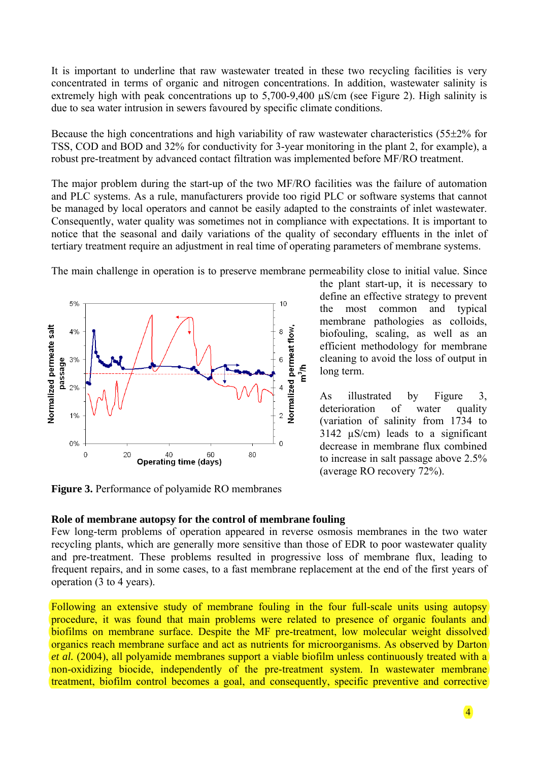It is important to underline that raw wastewater treated in these two recycling facilities is very concentrated in terms of organic and nitrogen concentrations. In addition, wastewater salinity is extremely high with peak concentrations up to 5,700-9,400 µS/cm (see Figure 2). High salinity is due to sea water intrusion in sewers favoured by specific climate conditions.

Because the high concentrations and high variability of raw wastewater characteristics (55±2% for TSS, COD and BOD and 32% for conductivity for 3-year monitoring in the plant 2, for example), a robust pre-treatment by advanced contact filtration was implemented before MF/RO treatment.

The major problem during the start-up of the two MF/RO facilities was the failure of automation and PLC systems. As a rule, manufacturers provide too rigid PLC or software systems that cannot be managed by local operators and cannot be easily adapted to the constraints of inlet wastewater. Consequently, water quality was sometimes not in compliance with expectations. It is important to notice that the seasonal and daily variations of the quality of secondary effluents in the inlet of tertiary treatment require an adjustment in real time of operating parameters of membrane systems.

The main challenge in operation is to preserve membrane permeability close to initial value. Since the plant start-up, it is necessary to define an effective strategy to prevent the most common and typical membrane pathologies as colloids, biofouling, scaling, as well as an efficient methodology for membrane cleaning to avoid the loss of output in long term.

As illustrated by Figure 3, deterioration of water quality (variation of salinity from 1734 to 3142 µS/cm) leads to a significant decrease in membrane flux combined to increase in salt passage above 2.5% (average RO recovery 72%).

**Figure 3.** Performance of polyamide RO membranes

**Role of membrane autopsy for the control of membrane fouling**

Few long-term problems of operation appeared in reverse osmosis membranes in the two water recycling plants, which are generally more sensitive than those of EDR to poor wastewater quality and pre-treatment. These problems resulted in progressive loss of membrane flux, leading to frequent repairs, and in some cases, to a fast membrane replacement at the end of the first years of operation (3 to 4 years).

Following an extensive study of membrane fouling in the four full-scale units using autopsy procedure, it was found that main problems were related to presence of organic foulants and biofilms on membrane surface. Despite the MF pre-treatment, low molecular weight dissolved organics reach membrane surface and act as nutrients for microorganisms. As observed by Darton *et al.* (2004), all polyamide membranes support a viable biofilm unless continuously treated with a non-oxidizing biocide, independently of the pre-treatment system. In wastewater membrane treatment, biofilm control becomes a goal, and consequently, specific preventive and corrective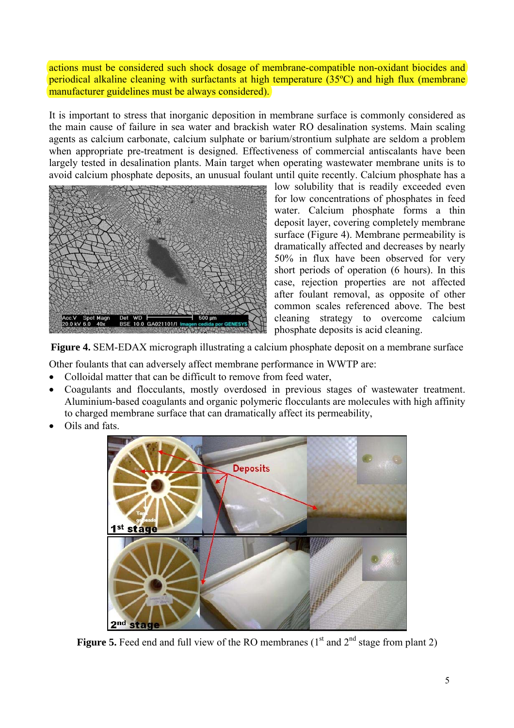actions must be considered such shock dosage of membrane-compatible non-oxidant biocides and periodical alkaline cleaning with surfactants at high temperature (35ºC) and high flux (membrane manufacturer guidelines must be always considered).

It is important to stress that inorganic deposition in membrane surface is commonly considered as the main cause of failure in sea water and brackish water RO desalination systems. Main scaling agents as calcium carbonate, calcium sulphate or barium/strontium sulphate are seldom a problem when appropriate pre-treatment is designed. Effectiveness of commercial antiscalants have been largely tested in desalination plants. Main target when operating wastewater membrane units is to avoid calcium phosphate deposits, an unusual foulant until quite recently. Calcium phosphate has a low solubility that is readily exceeded even for low concentrations of phosphates in feed water. Calcium phosphate forms a thin deposit layer, covering completely membrane surface (Figure 4). Membrane permeability is dramatically affected and decreases by nearly 50% in flux have been observed for very short periods of operation (6 hours). In this case, rejection properties are not affected after foulant removal, as opposite of other common scales referenced above. The best cleaning strategy to overcome calcium phosphate deposits is acid cleaning.

**Figure 4.** SEM-EDAX micrograph illustrating a calcium phosphate deposit on a membrane surface

Other foulants that can adversely affect membrane performance in WWTP are:

- Colloidal matter that can be difficult to remove from feed water,
- Coagulants and flocculants, mostly overdosed in previous stages of wastewater treatment. Aluminium-based coagulants and organic polymeric flocculants are molecules with high affinity to charged membrane surface that can dramatically affect its permeability,
- Oils and fats.

**Figure 5.** Feed end and full view of the RO membranes (1st and 2nd stage from plant 2)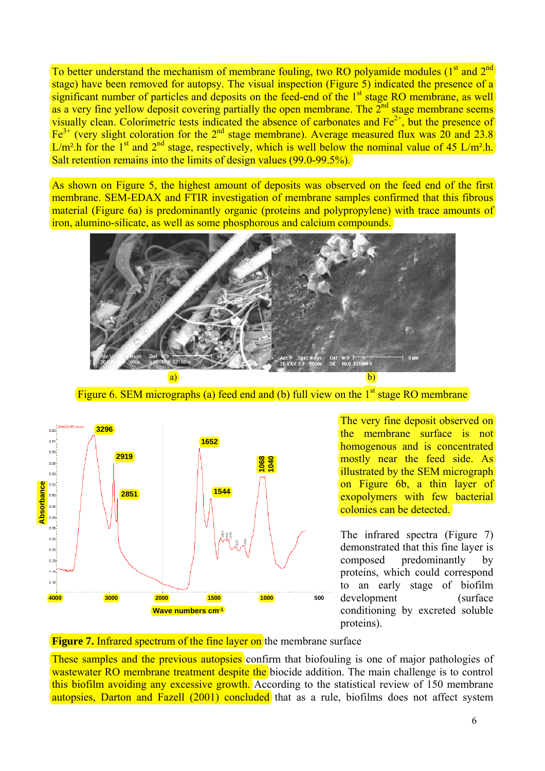To better understand the mechanism of membrane fouling, two RO polyamide modules (1st and 2nd stage) have been removed for autopsy. The visual inspection (Figure 5) indicated the presence of a significant number of particles and deposits on the feed-end of the 1st stage RO membrane, as well as a very fine yellow deposit covering partially the open membrane. The 2nd stage membrane seems visually clean. Colorimetric tests indicated the absence of carbonates and $Fe^{2+}$, but the presence of $Fe^{3+}$ (very slight coloration for the 2nd stage membrane). Average measured flux was 20 and 23.8 L/m².h for the 1st and 2nd stage, respectively, which is well below the nominal value of 45 L/m².h. Salt retention remains into the limits of design values (99.0-99.5%).

As shown on Figure 5, the highest amount of deposits was observed on the feed end of the first membrane. SEM-EDAX and FTIR investigation of membrane samples confirmed that this fibrous material (Figure 6a) is predominantly organic (proteins and polypropylene) with trace amounts of iron, alumino-silicate, as well as some phosphorous and calcium compounds.

a) b)

Figure 6. SEM micrographs (a) feed end and (b) full view on the 1st stage RO membrane

The very fine deposit observed on the membrane surface is not homogenous and is concentrated mostly near the feed side. As illustrated by the SEM micrograph on Figure 6b, a thin layer of exopolymers with few bacterial colonies can be detected.

The infrared spectra (Figure 7) demonstrated that this fine layer is composed predominantly by proteins, which could correspond to an early stage of biofilm development (surface conditioning by excreted soluble proteins).

**Figure 7.** Infrared spectrum of the fine layer on the membrane surface

These samples and the previous autopsies confirm that biofouling is one of major pathologies of wastewater RO membrane treatment despite the biocide addition. The main challenge is to control this biofilm avoiding any excessive growth. According to the statistical review of 150 membrane autopsies, Darton and Fazell (2001) concluded that as a rule, biofilms does not affect system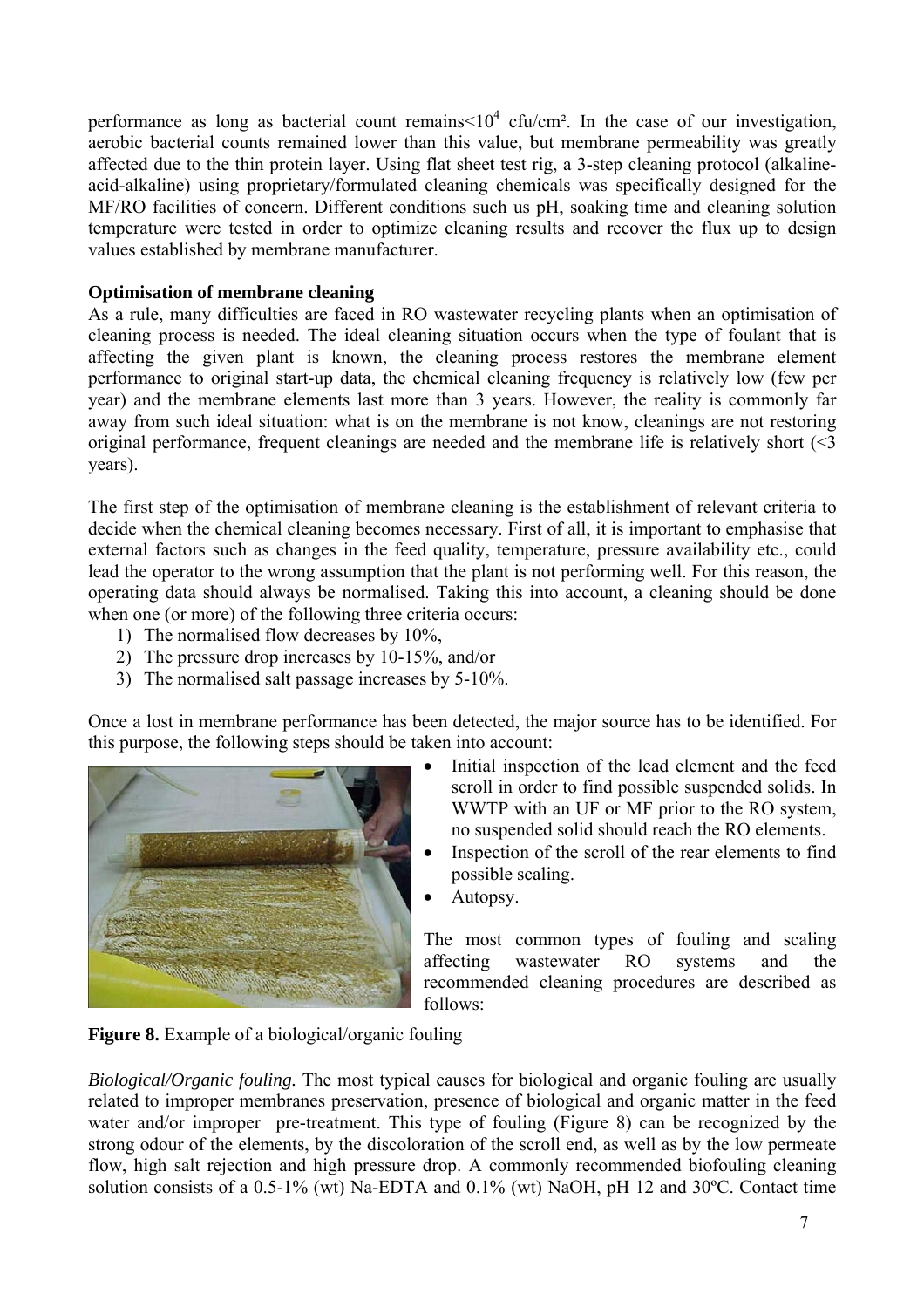performance as long as bacterial count remains<$10^4$ cfu/cm². In the case of our investigation, aerobic bacterial counts remained lower than this value, but membrane permeability was greatly affected due to the thin protein layer. Using flat sheet test rig, a 3-step cleaning protocol (alkaline-acid-alkaline) using proprietary/formulated cleaning chemicals was specifically designed for the MF/RO facilities of concern. Different conditions such us pH, soaking time and cleaning solution temperature were tested in order to optimize cleaning results and recover the flux up to design values established by membrane manufacturer.

**Optimisation of membrane cleaning**

As a rule, many difficulties are faced in RO wastewater recycling plants when an optimisation of cleaning process is needed. The ideal cleaning situation occurs when the type of foulant that is affecting the given plant is known, the cleaning process restores the membrane element performance to original start-up data, the chemical cleaning frequency is relatively low (few per year) and the membrane elements last more than 3 years. However, the reality is commonly far away from such ideal situation: what is on the membrane is not know, cleanings are not restoring original performance, frequent cleanings are needed and the membrane life is relatively short (<3 years).

The first step of the optimisation of membrane cleaning is the establishment of relevant criteria to decide when the chemical cleaning becomes necessary. First of all, it is important to emphasise that external factors such as changes in the feed quality, temperature, pressure availability etc., could lead the operator to the wrong assumption that the plant is not performing well. For this reason, the operating data should always be normalised. Taking this into account, a cleaning should be done when one (or more) of the following three criteria occurs:

1) The normalised flow decreases by 10%,
2) The pressure drop increases by 10-15%, and/or
3) The normalised salt passage increases by 5-10%.

Once a lost in membrane performance has been detected, the major source has to be identified. For this purpose, the following steps should be taken into account:

- Initial inspection of the lead element and the feed scroll in order to find possible suspended solids. In WWTP with an UF or MF prior to the RO system, no suspended solid should reach the RO elements.
- Inspection of the scroll of the rear elements to find possible scaling.
- Autopsy.

The most common types of fouling and scaling affecting wastewater RO systems and the recommended cleaning procedures are described as follows:

**Figure 8.** Example of a biological/organic fouling

*Biological/Organic fouling.* The most typical causes for biological and organic fouling are usually related to improper membranes preservation, presence of biological and organic matter in the feed water and/or improper pre-treatment. This type of fouling (Figure 8) can be recognized by the strong odour of the elements, by the discoloration of the scroll end, as well as by the low permeate flow, high salt rejection and high pressure drop. A commonly recommended biofouling cleaning solution consists of a 0.5-1% (wt) Na-EDTA and 0.1% (wt) NaOH, pH 12 and 30ºC. Contact time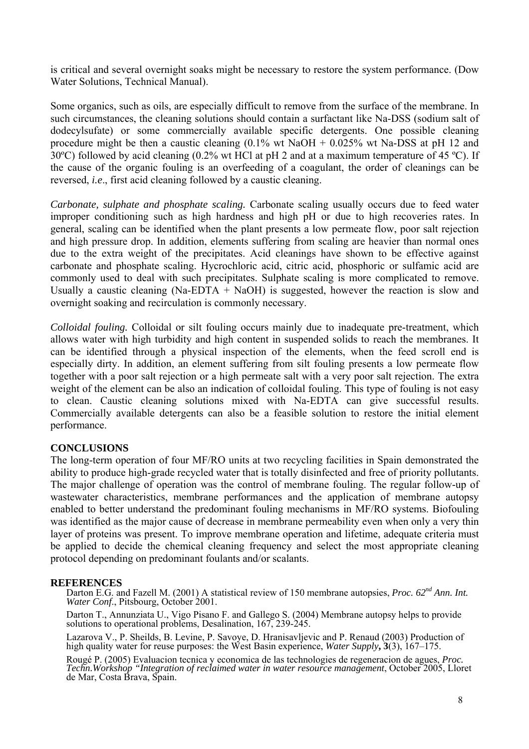is critical and several overnight soaks might be necessary to restore the system performance. (Dow Water Solutions, Technical Manual).

Some organics, such as oils, are especially difficult to remove from the surface of the membrane. In such circumstances, the cleaning solutions should contain a surfactant like Na-DSS (sodium salt of dodecylsufate) or some commercially available specific detergents. One possible cleaning procedure might be then a caustic cleaning (0.1% wt NaOH + 0.025% wt Na-DSS at pH 12 and 30ºC) followed by acid cleaning (0.2% wt HCl at pH 2 and at a maximum temperature of 45 ºC). If the cause of the organic fouling is an overfeeding of a coagulant, the order of cleanings can be reversed, *i.e*., first acid cleaning followed by a caustic cleaning.

*Carbonate, sulphate and phosphate scaling.* Carbonate scaling usually occurs due to feed water improper conditioning such as high hardness and high pH or due to high recoveries rates. In general, scaling can be identified when the plant presents a low permeate flow, poor salt rejection and high pressure drop. In addition, elements suffering from scaling are heavier than normal ones due to the extra weight of the precipitates. Acid cleanings have shown to be effective against carbonate and phosphate scaling. Hycrochloric acid, citric acid, phosphoric or sulfamic acid are commonly used to deal with such precipitates. Sulphate scaling is more complicated to remove. Usually a caustic cleaning (Na-EDTA + NaOH) is suggested, however the reaction is slow and overnight soaking and recirculation is commonly necessary.

*Colloidal fouling.* Colloidal or silt fouling occurs mainly due to inadequate pre-treatment, which allows water with high turbidity and high content in suspended solids to reach the membranes. It can be identified through a physical inspection of the elements, when the feed scroll end is especially dirty. In addition, an element suffering from silt fouling presents a low permeate flow together with a poor salt rejection or a high permeate salt with a very poor salt rejection. The extra weight of the element can be also an indication of colloidal fouling. This type of fouling is not easy to clean. Caustic cleaning solutions mixed with Na-EDTA can give successful results. Commercially available detergents can also be a feasible solution to restore the initial element performance.

## CONCLUSIONS

The long-term operation of four MF/RO units at two recycling facilities in Spain demonstrated the ability to produce high-grade recycled water that is totally disinfected and free of priority pollutants. The major challenge of operation was the control of membrane fouling. The regular follow-up of wastewater characteristics, membrane performances and the application of membrane autopsy enabled to better understand the predominant fouling mechanisms in MF/RO systems. Biofouling was identified as the major cause of decrease in membrane permeability even when only a very thin layer of proteins was present. To improve membrane operation and lifetime, adequate criteria must be applied to decide the chemical cleaning frequency and select the most appropriate cleaning protocol depending on predominant foulants and/or scalants.

## REFERENCES

Darton E.G. and Fazell M. (2001) A statistical review of 150 membrane autopsies, *Proc. 62nd Ann. Int. Water Conf*., Pitsbourg, October 2001.

Darton T., Annunziata U., Vigo Pisano F. and Gallego S. (2004) Membrane autopsy helps to provide solutions to operational problems, Desalination, 167, 239-245.

Lazarova V., P. Sheilds, B. Levine, P. Savoye, D. Hranisavljevic and P. Renaud (2003) Production of high quality water for reuse purposes: the West Basin experience, *Water Supply*, **3**(3), 167–175.

Rougé P. (2005) Evaluacion tecnica y economica de las technologies de regeneracion de agues, *Proc. Techn.Workshop "Integration of reclaimed water in water resource management*, October 2005, Lloret de Mar, Costa Brava, Spain.